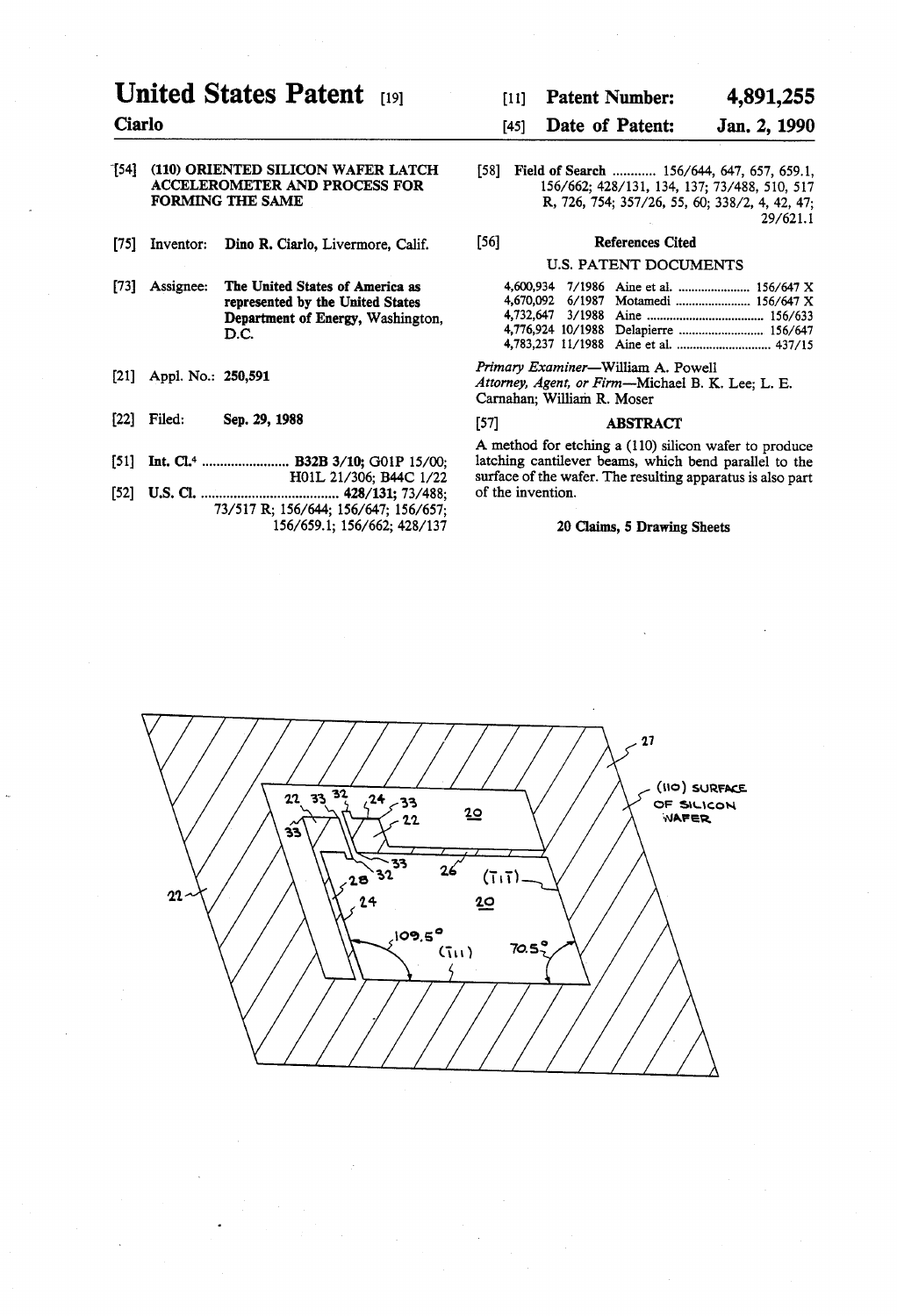# United States Patent [19]

**Ciarlo**

[11] **Patent Number: 4,891,255**

[45] **Date of Patent: Jan. 2, 1990**

[54] **(110) ORIENTED SILICON WAFER LATCH ACCELEROMETER AND PROCESS FOR FORMING THE SAME**

[75] Inventor: **Dino R. Ciarlo**, Livermore, Calif.

[73] Assignee: **The United States of America as represented by the United States Department of Energy**, Washington, D.C.

[21] Appl. No.: **250,591**

[22] Filed: **Sep. 29, 1988**

[51] **Int. Cl.⁴** ........................ **B32B 3/10**; G01P 15/00; H01L 21/306; B44C 1/22

[52] **U.S. Cl.** ..................................... **428/131**; 73/488; 73/517 R; 156/644; 156/647; 156/657; 156/659.1; 156/662; 428/137

[58] **Field of Search** ............ 156/644, 647, 657, 659.1, 156/662; 428/131, 134, 137; 73/488, 510, 517 R, 726, 754; 357/26, 55, 60; 338/2, 4, 42, 47; 29/621.1

[56] **References Cited**

U.S. PATENT DOCUMENTS

| | | | |
|---|---|---|---|
| 4,600,934 | 7/1986 | Aine et al. | 156/647 X |
| 4,670,092 | 6/1987 | Motamedi | 156/647 X |
| 4,732,647 | 3/1988 | Aine | 156/633 |
| 4,776,924 | 10/1988 | Delapierre | 156/647 |
| 4,783,237 | 11/1988 | Aine et al. | 437/15 |

*Primary Examiner*—William A. Powell
*Attorney, Agent, or Firm*—Michael B. K. Lee; L. E. Carnahan; William R. Moser

[57] **ABSTRACT**

A method for etching a (110) silicon wafer to produce latching cantilever beams, which bend parallel to the surface of the wafer. The resulting apparatus is also part of the invention.

**20 Claims, 5 Drawing Sheets**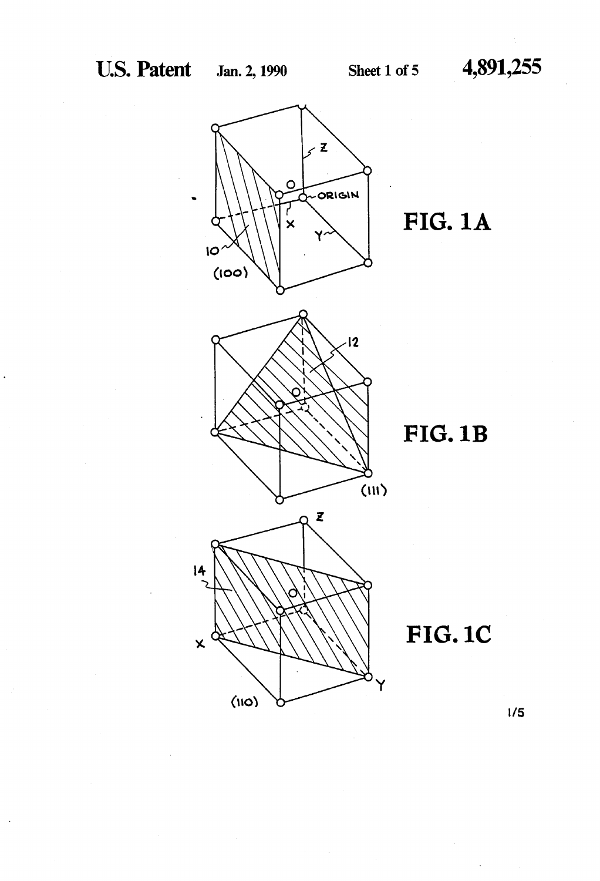FIG. 1A

FIG. 1B

FIG. 1C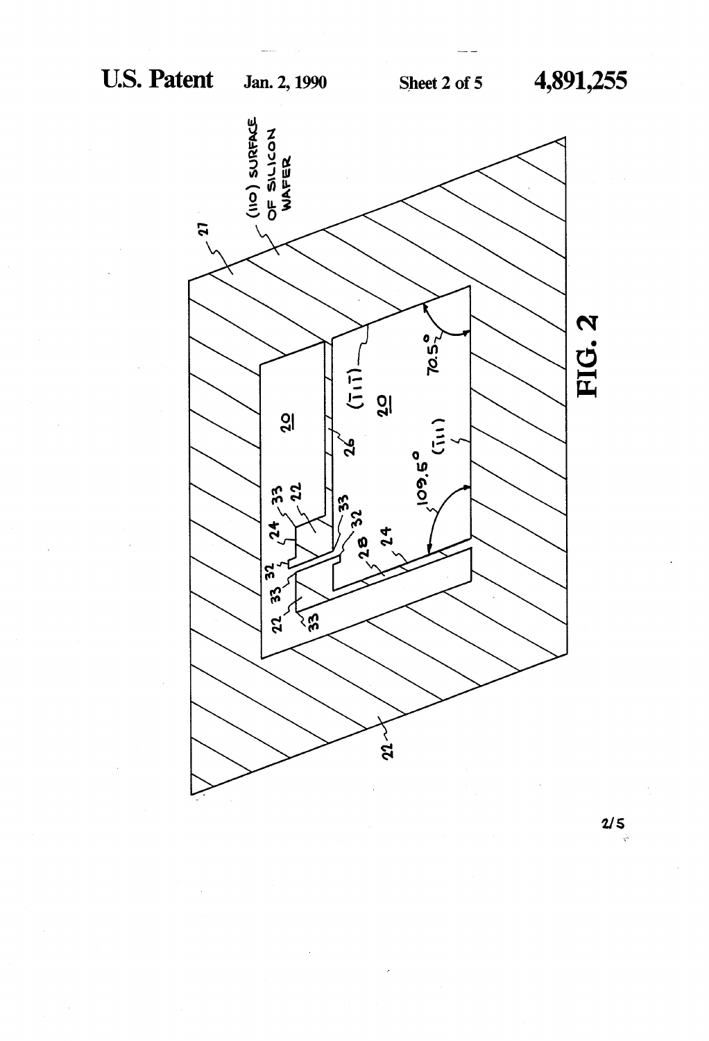FIG. 2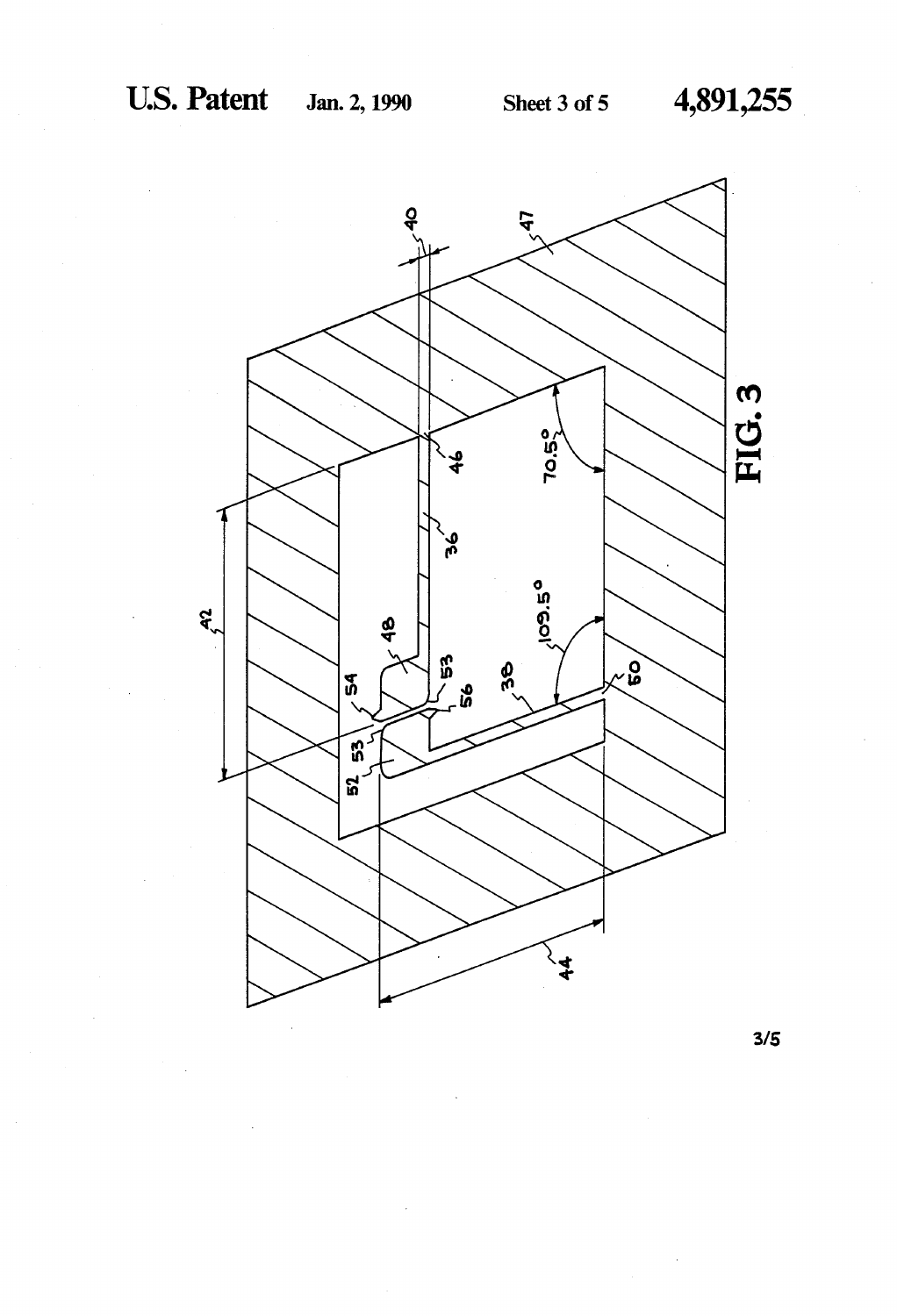FIG. 3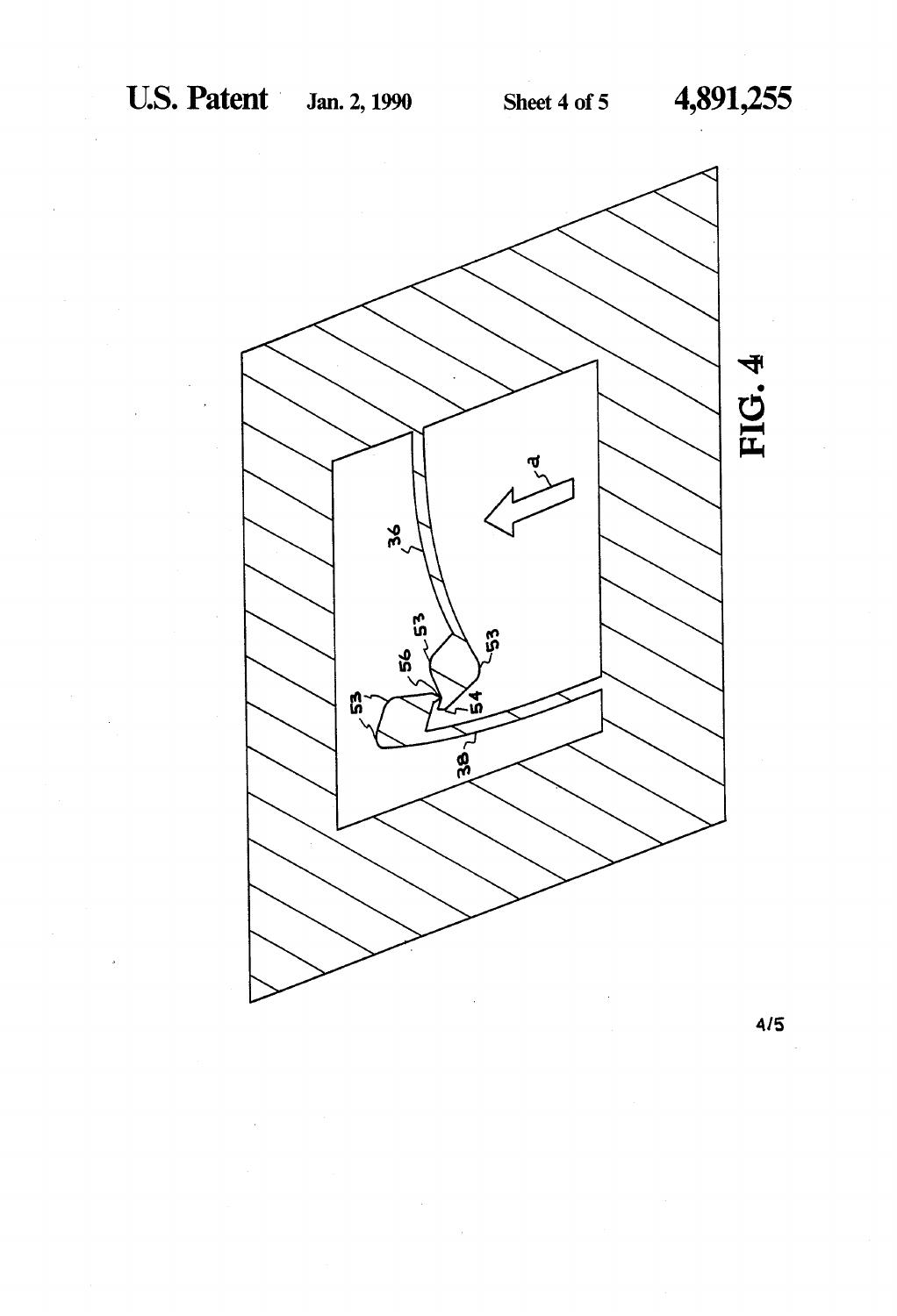FIG. 4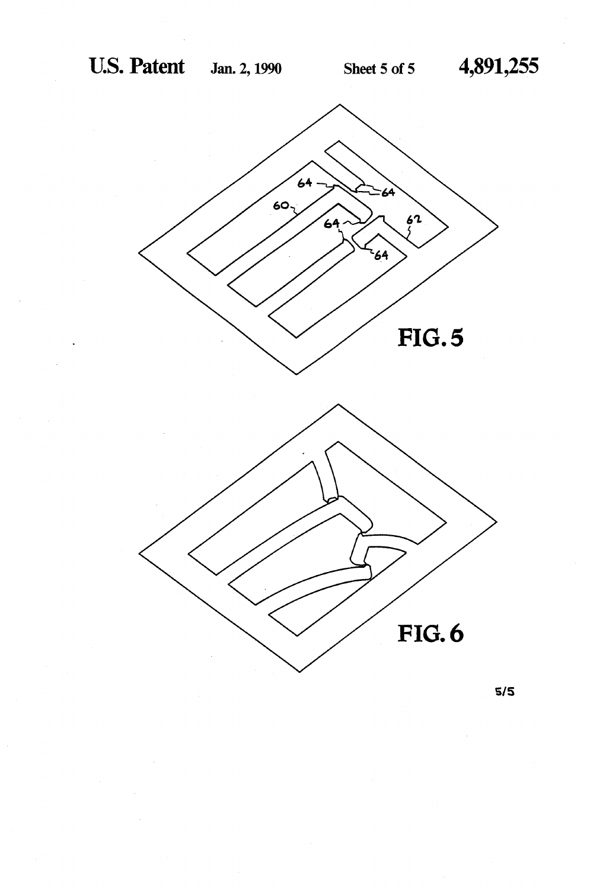FIG. 5

FIG. 6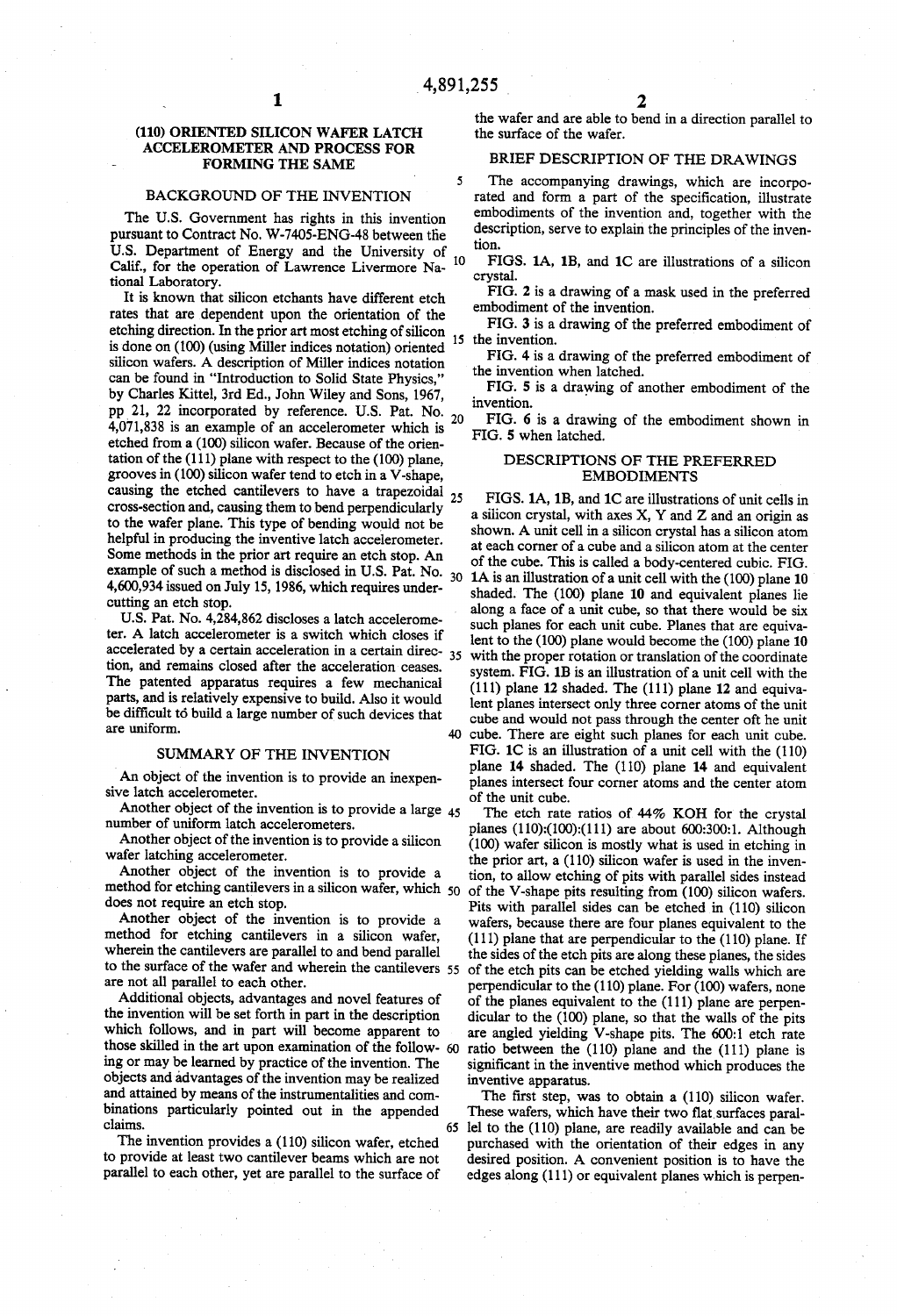# (110) ORIENTED SILICON WAFER LATCH ACCELEROMETER AND PROCESS FOR FORMING THE SAME

## BACKGROUND OF THE INVENTION

The U.S. Government has rights in this invention pursuant to Contract No. W-7405-ENG-48 between the U.S. Department of Energy and the University of Calif., for the operation of Lawrence Livermore National Laboratory.

It is known that silicon etchants have different etch rates that are dependent upon the orientation of the etching direction. In the prior art most etching of silicon is done on (100) (using Miller indices notation) oriented silicon wafers. A description of Miller indices notation can be found in "Introduction to Solid State Physics," by Charles Kittel, 3rd Ed., John Wiley and Sons, 1967, pp 21, 22 incorporated by reference. U.S. Pat. No. 4,071,838 is an example of an accelerometer which is etched from a (100) silicon wafer. Because of the orientation of the (111) plane with respect to the (100) plane, grooves in (100) silicon wafer tend to etch in a V-shape, causing the etched cantilevers to have a trapezoidal cross-section and, causing them to bend perpendicularly to the wafer plane. This type of bending would not be helpful in producing the inventive latch accelerometer. Some methods in the prior art require an etch stop. An example of such a method is disclosed in U.S. Pat. No. 4,600,934 issued on July 15, 1986, which requires undercutting an etch stop.

U.S. Pat. No. 4,284,862 discloses a latch accelerometer. A latch accelerometer is a switch which closes if accelerated by a certain acceleration in a certain direction, and remains closed after the acceleration ceases. The patented apparatus requires a few mechanical parts, and is relatively expensive to build. Also it would be difficult tó build a large number of such devices that are uniform.

## SUMMARY OF THE INVENTION

An object of the invention is to provide an inexpensive latch accelerometer.

Another object of the invention is to provide a large number of uniform latch accelerometers.

Another object of the invention is to provide a silicon wafer latching accelerometer.

Another object of the invention is to provide a method for etching cantilevers in a silicon wafer, which does not require an etch stop.

Another object of the invention is to provide a method for etching cantilevers in a silicon wafer, wherein the cantilevers are parallel to and bend parallel to the surface of the wafer and wherein the cantilevers are not all parallel to each other.

Additional objects, advantages and novel features of the invention will be set forth in part in the description which follows, and in part will become apparent to those skilled in the art upon examination of the following or may be learned by practice of the invention. The objects and advantages of the invention may be realized and attained by means of the instrumentalities and combinations particularly pointed out in the appended claims.

The invention provides a (110) silicon wafer, etched to provide at least two cantilever beams which are not parallel to each other, yet are parallel to the surface of the wafer and are able to bend in a direction parallel to the surface of the wafer.

## BRIEF DESCRIPTION OF THE DRAWINGS

The accompanying drawings, which are incorporated and form a part of the specification, illustrate embodiments of the invention and, together with the description, serve to explain the principles of the invention.

FIGS. 1A, 1B, and 1C are illustrations of a silicon crystal.

FIG. 2 is a drawing of a mask used in the preferred embodiment of the invention.

FIG. 3 is a drawing of the preferred embodiment of the invention.

FIG. 4 is a drawing of the preferred embodiment of the invention when latched.

FIG. 5 is a drawing of another embodiment of the invention.

FIG. 6 is a drawing of the embodiment shown in FIG. 5 when latched.

## DESCRIPTIONS OF THE PREFERRED EMBODIMENTS

FIGS. 1A, 1B, and 1C are illustrations of unit cells in a silicon crystal, with axes X, Y and Z and an origin as shown. A unit cell in a silicon crystal has a silicon atom at each corner of a cube and a silicon atom at the center of the cube. This is called a body-centered cubic. FIG. 1A is an illustration of a unit cell with the (100) plane 10 shaded. The (100) plane 10 and equivalent planes lie along a face of a unit cube, so that there would be six such planes for each unit cube. Planes that are equivalent to the (100) plane would become the (100) plane 10 with the proper rotation or translation of the coordinate system. FIG. 1B is an illustration of a unit cell with the (111) plane 12 shaded. The (111) plane 12 and equivalent planes intersect only three corner atoms of the unit cube and would not pass through the center oft he unit cube. There are eight such planes for each unit cube. FIG. 1C is an illustration of a unit cell with the (110) plane 14 shaded. The (110) plane 14 and equivalent planes intersect four corner atoms and the center atom of the unit cube.

The etch rate ratios of 44% KOH for the crystal planes (110):(100):(111) are about 600:300:1. Although (100) wafer silicon is mostly what is used in etching in the prior art, a (110) silicon wafer is used in the invention, to allow etching of pits with parallel sides instead of the V-shape pits resulting from (100) silicon wafers. Pits with parallel sides can be etched in (110) silicon wafers, because there are four planes equivalent to the (111) plane that are perpendicular to the (110) plane. If the sides of the etch pits are along these planes, the sides of the etch pits can be etched yielding walls which are perpendicular to the (110) plane. For (100) wafers, none of the planes equivalent to the (111) plane are perpendicular to the (100) plane, so that the walls of the pits are angled yielding V-shape pits. The 600:1 etch rate ratio between the (110) plane and the (111) plane is significant in the inventive method which produces the inventive apparatus.

The first step, was to obtain a (110) silicon wafer. These wafers, which have their two flat surfaces parallel to the (110) plane, are readily available and can be purchased with the orientation of their edges in any desired position. A convenient position is to have the edges along (111) or equivalent planes which is perpen-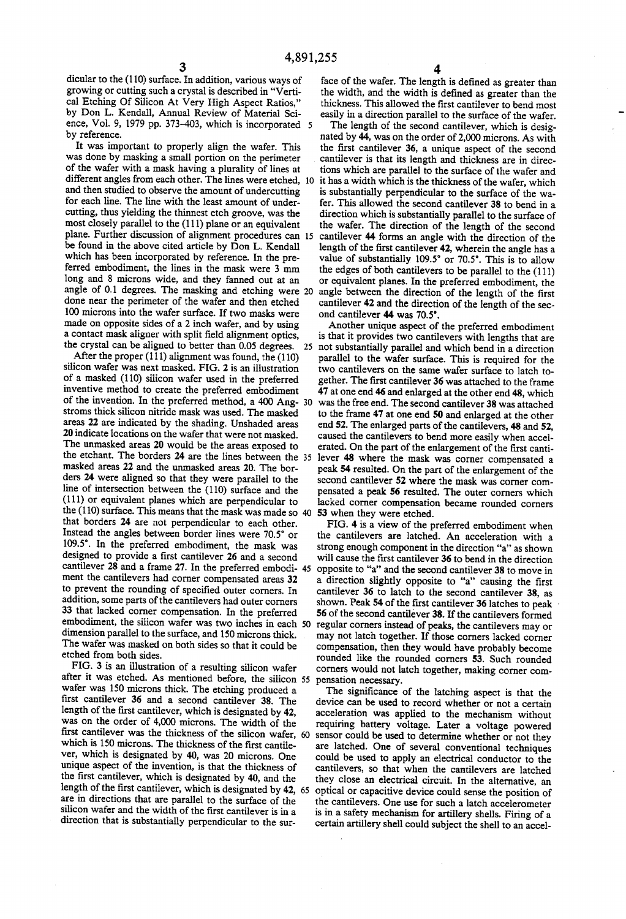dicular to the (110) surface. In addition, various ways of growing or cutting such a crystal is described in "Vertical Etching Of Silicon At Very High Aspect Ratios," by Don L. Kendall, Annual Review of Material Science, Vol. 9, 1979 pp. 373-403, which is incorporated by reference.

It was important to properly align the wafer. This was done by masking a small portion on the perimeter of the wafer with a mask having a plurality of lines at different angles from each other. The lines were etched, and then studied to observe the amount of undercutting for each line. The line with the least amount of undercutting, thus yielding the thinnest etch groove, was the most closely parallel to the (111) plane or an equivalent plane. Further discussion of alignment procedures can be found in the above cited article by Don L. Kendall which has been incorporated by reference. In the preferred embodiment, the lines in the mask were 3 mm long and 8 microns wide, and they fanned out at an angle of 0.1 degrees. The masking and etching were done near the perimeter of the wafer and then etched 100 microns into the wafer surface. If two masks were made on opposite sides of a 2 inch wafer, and by using a contact mask aligner with split field alignment optics, the crystal can be aligned to better than 0.05 degrees.

After the proper (111) alignment was found, the (110) silicon wafer was next masked. FIG. 2 is an illustration of a masked (110) silicon wafer used in the preferred inventive method to create the preferred embodiment of the invention. In the preferred method, a 400 Angstroms thick silicon nitride mask was used. The masked areas 22 are indicated by the shading. Unshaded areas 20 indicate locations on the wafer that were not masked. The unmasked areas 20 would be the areas exposed to the etchant. The borders 24 are the lines between the masked areas 22 and the unmasked areas 20. The borders 24 were aligned so that they were parallel to the line of intersection between the (110) surface and the (111) or equivalent planes which are perpendicular to the (110) surface. This means that the mask was made so that borders 24 are not perpendicular to each other. Instead the angles between border lines were 70.5° or 109.5°. In the preferred embodiment, the mask was designed to provide a first cantilever 26 and a second cantilever 28 and a frame 27. In the preferred embodiment the cantilevers had corner compensated areas 32 to prevent the rounding of specified outer corners. In addition, some parts of the cantilevers had outer corners 33 that lacked corner compensation. In the preferred embodiment, the silicon wafer was two inches in each dimension parallel to the surface, and 150 microns thick. The wafer was masked on both sides so that it could be etched from both sides.

FIG. 3 is an illustration of a resulting silicon wafer after it was etched. As mentioned before, the silicon wafer was 150 microns thick. The etching produced a first cantilever 36 and a second cantilever 38. The length of the first cantilever, which is designated by 42, was on the order of 4,000 microns. The width of the first cantilever was the thickness of the silicon wafer, which is 150 microns. The thickness of the first cantilever, which is designated by 40, was 20 microns. One unique aspect of the invention, is that the thickness of the first cantilever, which is designated by 40, and the length of the first cantilever, which is designated by 42, are in directions that are parallel to the surface of the silicon wafer and the width of the first cantilever is in a direction that is substantially perpendicular to the surface of the wafer. The length is defined as greater than the width, and the width is defined as greater than the thickness. This allowed the first cantilever to bend most easily in a direction parallel to the surface of the wafer.

The length of the second cantilever, which is designated by 44, was on the order of 2,000 microns. As with the first cantilever 36, a unique aspect of the second cantilever is that its length and thickness are in directions which are parallel to the surface of the wafer and it has a width which is the thickness of the wafer, which is substantially perpendicular to the surface of the wafer. This allowed the second cantilever 38 to bend in a direction which is substantially parallel to the surface of the wafer. The direction of the length of the second cantilever 44 forms an angle with the direction of the length of the first cantilever 42, wherein the angle has a value of substantially 109.5° or 70.5°. This is to allow the edges of both cantilevers to be parallel to the (111) or equivalent planes. In the preferred embodiment, the angle between the direction of the length of the first cantilever 42 and the direction of the length of the second cantilever 44 was 70.5°.

Another unique aspect of the preferred embodiment is that it provides two cantilevers with lengths that are not substantially parallel and which bend in a direction parallel to the wafer surface. This is required for the two cantilevers on the same wafer surface to latch together. The first cantilever 36 was attached to the frame 47 at one end 46 and enlarged at the other end 48, which was the free end. The second cantilever 38 was attached to the frame 47 at one end 50 and enlarged at the other end 52. The enlarged parts of the cantilevers, 48 and 52, caused the cantilevers to bend more easily when accelerated. On the part of the enlargement of the first cantilever 48 where the mask was corner compensated a peak 54 resulted. On the part of the enlargement of the second cantilever 52 where the mask was corner compensated a peak 56 resulted. The outer corners which lacked corner compensation became rounded corners 53 when they were etched.

FIG. 4 is a view of the preferred embodiment when the cantilevers are latched. An acceleration with a strong enough component in the direction "a" as shown will cause the first cantilever 36 to bend in the direction opposite to "a" and the second cantilever 38 to move in a direction slightly opposite to "a" causing the first cantilever 36 to latch to the second cantilever 38, as shown. Peak 54 of the first cantilever 36 latches to peak 56 of the second cantilever 38. If the cantilevers formed regular corners instead of peaks, the cantilevers may or may not latch together. If those corners lacked corner compensation, then they would have probably become rounded like the rounded corners 53. Such rounded corners would not latch together, making corner compensation necessary.

The significance of the latching aspect is that the device can be used to record whether or not a certain acceleration was applied to the mechanism without requiring battery voltage. Later a voltage powered sensor could be used to determine whether or not they are latched. One of several conventional techniques could be used to apply an electrical conductor to the cantilevers, so that when the cantilevers are latched they close an electrical circuit. In the alternative, an optical or capacitive device could sense the position of the cantilevers. One use for such a latch accelerometer is in a safety mechanism for artillery shells. Firing of a certain artillery shell could subject the shell to an accel-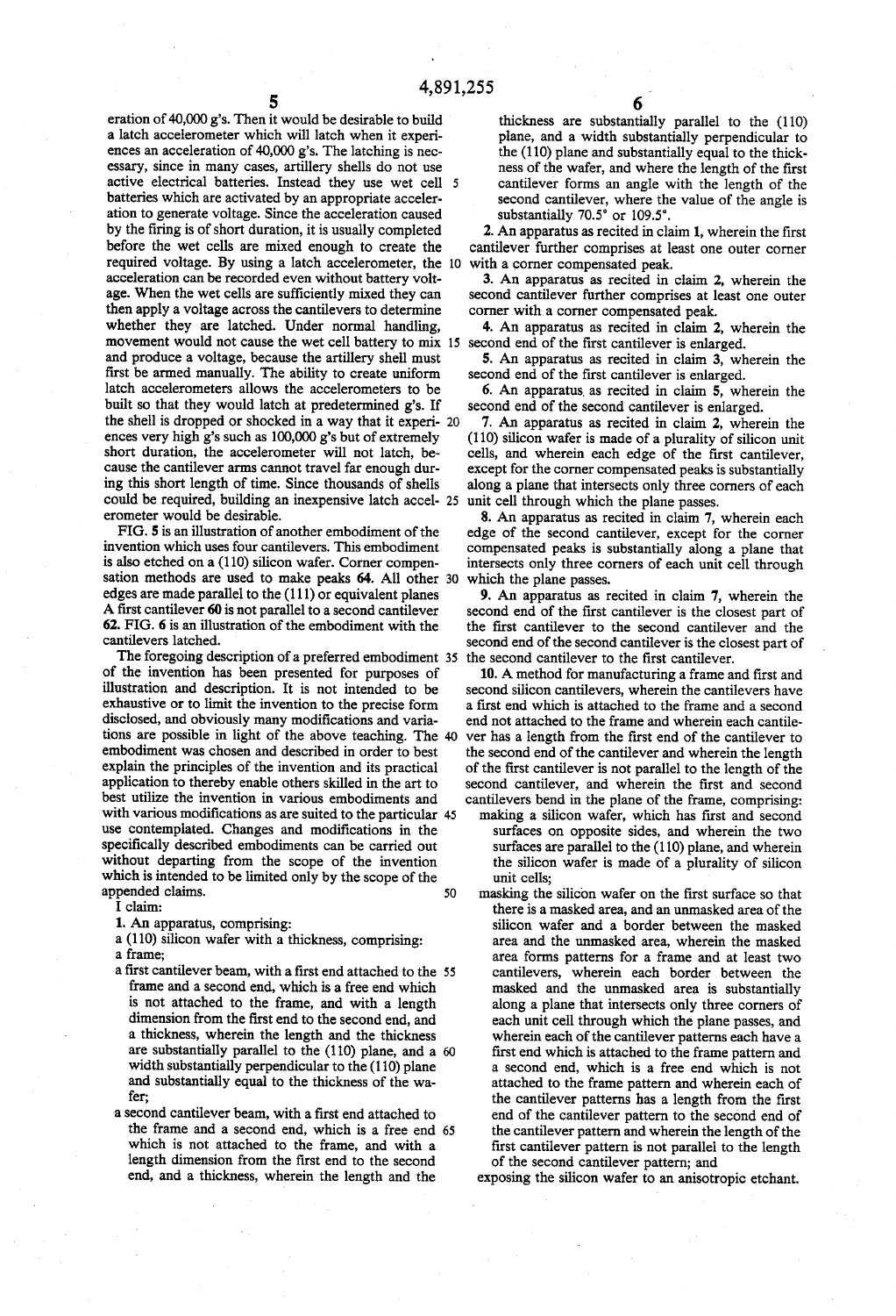eration of 40,000 g's. Then it would be desirable to build a latch accelerometer which will latch when it experiences an acceleration of 40,000 g's. The latching is necessary, since in many cases, artillery shells do not use active electrical batteries. Instead they use wet cell batteries which are activated by an appropriate acceleration to generate voltage. Since the acceleration caused by the firing is of short duration, it is usually completed before the wet cells are mixed enough to create the required voltage. By using a latch accelerometer, the acceleration can be recorded even without battery voltage. When the wet cells are sufficiently mixed they can then apply a voltage across the cantilevers to determine whether they are latched. Under normal handling, movement would not cause the wet cell battery to mix and produce a voltage, because the artillery shell must first be armed manually. The ability to create uniform latch accelerometers allows the accelerometers to be built so that they would latch at predetermined g's. If the shell is dropped or shocked in a way that it experiences very high g's such as 100,000 g's but of extremely short duration, the accelerometer will not latch, because the cantilever arms cannot travel far enough during this short length of time. Since thousands of shells could be required, building an inexpensive latch accelerometer would be desirable.

FIG. 5 is an illustration of another embodiment of the invention which uses four cantilevers. This embodiment is also etched on a (110) silicon wafer. Corner compensation methods are used to make peaks 64. All other edges are made parallel to the (111) or equivalent planes A first cantilever 60 is not parallel to a second cantilever 62. FIG. 6 is an illustration of the embodiment with the cantilevers latched.

The foregoing description of a preferred embodiment of the invention has been presented for purposes of illustration and description. It is not intended to be exhaustive or to limit the invention to the precise form disclosed, and obviously many modifications and variations are possible in light of the above teaching. The embodiment was chosen and described in order to best explain the principles of the invention and its practical application to thereby enable others skilled in the art to best utilize the invention in various embodiments and with various modifications as are suited to the particular use contemplated. Changes and modifications in the specifically described embodiments can be carried out without departing from the scope of the invention which is intended to be limited only by the scope of the appended claims.

I claim:

1. An apparatus, comprising:
a (110) silicon wafer with a thickness, comprising:
a frame;
a first cantilever beam, with a first end attached to the frame and a second end, which is a free end which is not attached to the frame, and with a length dimension from the first end to the second end, and a thickness, wherein the length and the thickness are substantially parallel to the (110) plane, and a width substantially perpendicular to the (110) plane and substantially equal to the thickness of the wafer;
a second cantilever beam, with a first end attached to the frame and a second end, which is a free end which is not attached to the frame, and with a length dimension from the first end to the second end, and a thickness, wherein the length and the thickness are substantially parallel to the (110) plane, and a width substantially perpendicular to the (110) plane and substantially equal to the thickness of the wafer, and where the length of the first cantilever forms an angle with the length of the second cantilever, where the value of the angle is substantially 70.5° or 109.5°.

2. An apparatus as recited in claim 1, wherein the first cantilever further comprises at least one outer corner with a corner compensated peak.

3. An apparatus as recited in claim 2, wherein the second cantilever further comprises at least one outer corner with a corner compensated peak.

4. An apparatus as recited in claim 2, wherein the second end of the first cantilever is enlarged.

5. An apparatus as recited in claim 3, wherein the second end of the first cantilever is enlarged.

6. An apparatus as recited in claim 5, wherein the second end of the second cantilever is enlarged.

7. An apparatus as recited in claim 2, wherein the (110) silicon wafer is made of a plurality of silicon unit cells, and wherein each edge of the first cantilever, except for the corner compensated peaks is substantially along a plane that intersects only three corners of each unit cell through which the plane passes.

8. An apparatus as recited in claim 7, wherein each edge of the second cantilever, except for the corner compensated peaks is substantially along a plane that intersects only three corners of each unit cell through which the plane passes.

9. An apparatus as recited in claim 7, wherein the second end of the first cantilever is the closest part of the first cantilever to the second cantilever and the second end of the second cantilever is the closest part of the second cantilever to the first cantilever.

10. A method for manufacturing a frame and first and second silicon cantilevers, wherein the cantilevers have a first end which is attached to the frame and a second end not attached to the frame and wherein each cantilever has a length from the first end of the cantilever to the second end of the cantilever and wherein the length of the first cantilever is not parallel to the length of the second cantilever, and wherein the first and second cantilevers bend in the plane of the frame, comprising:
making a silicon wafer, which has first and second surfaces on opposite sides, and wherein the two surfaces are parallel to the (110) plane, and wherein the silicon wafer is made of a plurality of silicon unit cells;
masking the silicon wafer on the first surface so that there is a masked area, and an unmasked area of the silicon wafer and a border between the masked area and the unmasked area, wherein the masked area forms patterns for a frame and at least two cantilevers, wherein each border between the masked and the unmasked area is substantially along a plane that intersects only three corners of each unit cell through which the plane passes, and wherein each of the cantilever patterns each have a first end which is attached to the frame pattern and a second end, which is a free end which is not attached to the frame pattern and wherein each of the cantilever patterns has a length from the first end of the cantilever pattern to the second end of the cantilever pattern and wherein the length of the first cantilever pattern is not parallel to the length of the second cantilever pattern; and
exposing the silicon wafer to an anisotropic etchant.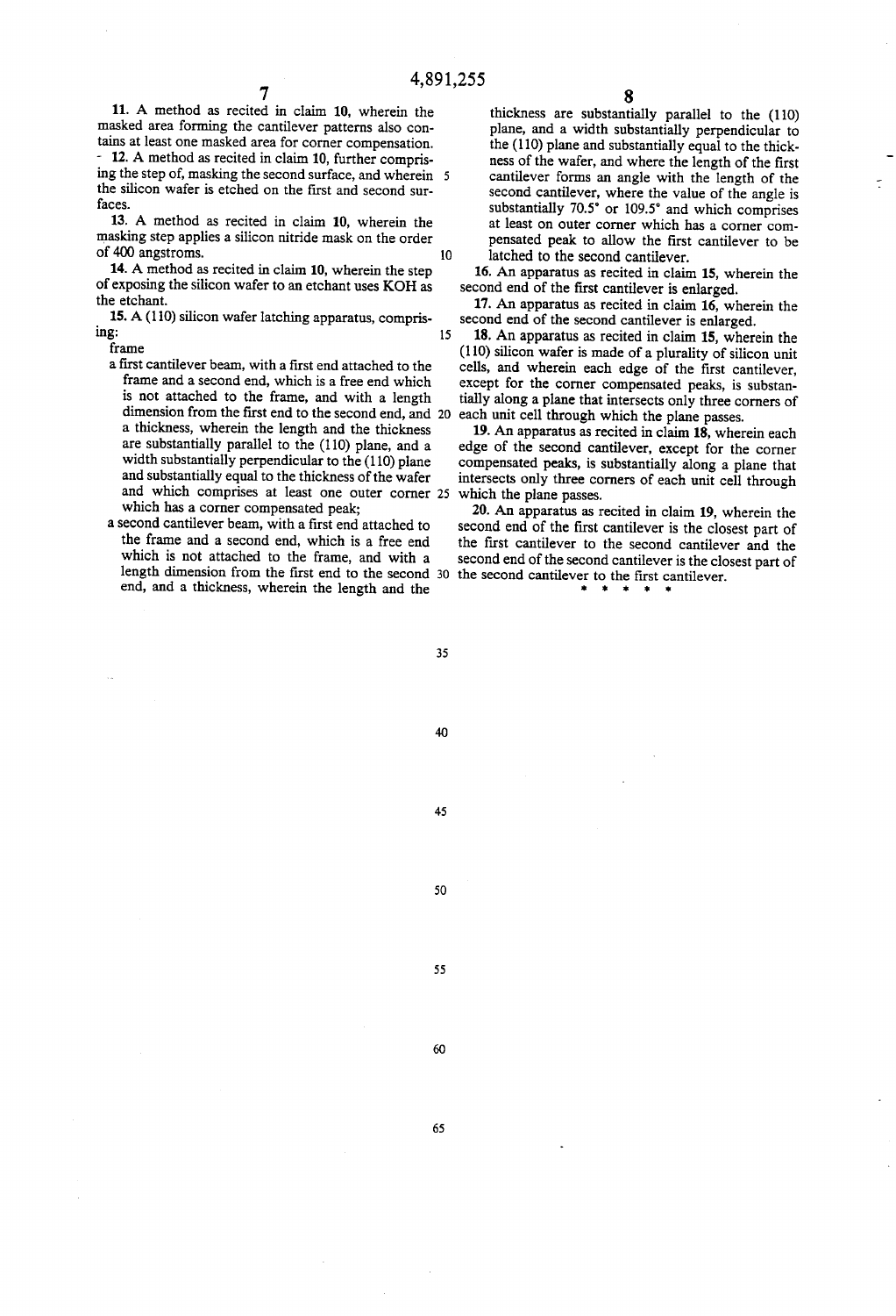11. A method as recited in claim 10, wherein the masked area forming the cantilever patterns also contains at least one masked area for corner compensation.

12. A method as recited in claim 10, further comprising the step of, masking the second surface, and wherein the silicon wafer is etched on the first and second surfaces.

13. A method as recited in claim 10, wherein the masking step applies a silicon nitride mask on the order of 400 angstroms.

14. A method as recited in claim 10, wherein the step of exposing the silicon wafer to an etchant uses KOH as the etchant.

15. A (110) silicon wafer latching apparatus, comprising:

frame

a first cantilever beam, with a first end attached to the frame and a second end, which is a free end which is not attached to the frame, and with a length dimension from the first end to the second end, and a thickness, wherein the length and the thickness are substantially parallel to the (110) plane, and a width substantially perpendicular to the (110) plane and substantially equal to the thickness of the wafer and which comprises at least one outer corner which has a corner compensated peak;

a second cantilever beam, with a first end attached to the frame and a second end, which is a free end which is not attached to the frame, and with a length dimension from the first end to the second end, and a thickness, wherein the length and the thickness are substantially parallel to the (110) plane, and a width substantially perpendicular to the (110) plane and substantially equal to the thickness of the wafer, and where the length of the first cantilever forms an angle with the length of the second cantilever, where the value of the angle is substantially 70.5° or 109.5° and which comprises at least on outer corner which has a corner compensated peak to allow the first cantilever to be latched to the second cantilever.

16. An apparatus as recited in claim 15, wherein the second end of the first cantilever is enlarged.

17. An apparatus as recited in claim 16, wherein the second end of the second cantilever is enlarged.

18. An apparatus as recited in claim 15, wherein the (110) silicon wafer is made of a plurality of silicon unit cells, and wherein each edge of the first cantilever, except for the corner compensated peaks, is substantially along a plane that intersects only three corners of each unit cell through which the plane passes.

19. An apparatus as recited in claim 18, wherein each edge of the second cantilever, except for the corner compensated peaks, is substantially along a plane that intersects only three corners of each unit cell through which the plane passes.

20. An apparatus as recited in claim 19, wherein the second end of the first cantilever is the closest part of the first cantilever to the second cantilever and the second end of the second cantilever is the closest part of the second cantilever to the first cantilever.

* * * * *